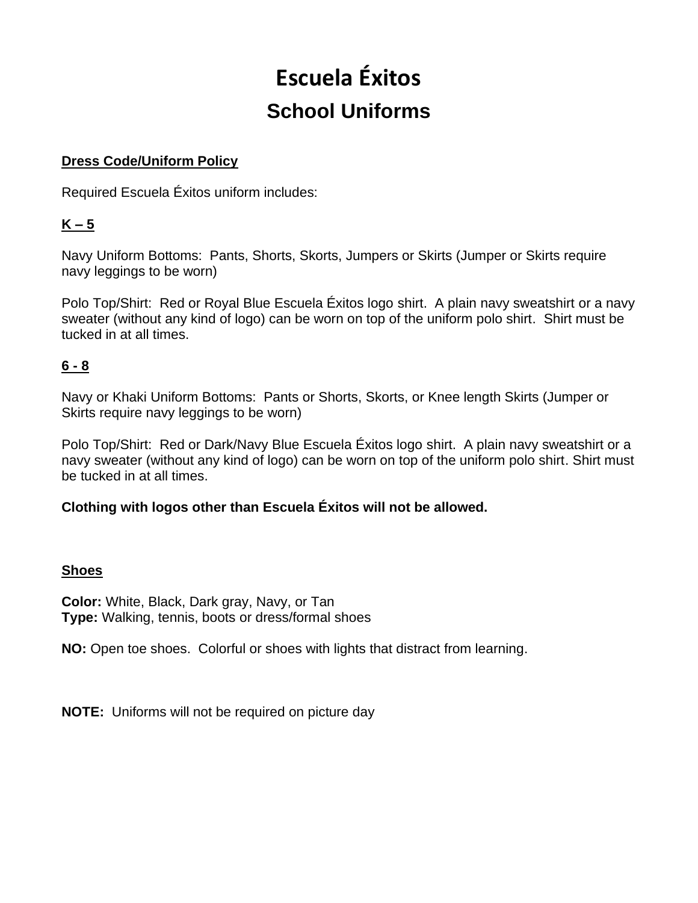# Escuela Éxitos

## School Uniforms

**Dress Code/Uniform Policy**

Required Escuela Éxitos uniform includes:

**K – 5**

Navy Uniform Bottoms: Pants, Shorts, Skorts, Jumpers or Skirts (Jumper or Skirts require navy leggings to be worn)

Polo Top/Shirt: Red or Royal Blue Escuela Éxitos logo shirt. A plain navy sweatshirt or a navy sweater (without any kind of logo) can be worn on top of the uniform polo shirt. Shirt must be tucked in at all times.

**6 - 8**

Navy or Khaki Uniform Bottoms: Pants or Shorts, Skorts, or Knee length Skirts (Jumper or Skirts require navy leggings to be worn)

Polo Top/Shirt: Red or Dark/Navy Blue Escuela Éxitos logo shirt. A plain navy sweatshirt or a navy sweater (without any kind of logo) can be worn on top of the uniform polo shirt. Shirt must be tucked in at all times.

**Clothing with logos other than Escuela Éxitos will not be allowed.**

**Shoes**

**Color:** White, Black, Dark gray, Navy, or Tan
**Type:** Walking, tennis, boots or dress/formal shoes

**NO:** Open toe shoes. Colorful or shoes with lights that distract from learning.

**NOTE:** Uniforms will not be required on picture day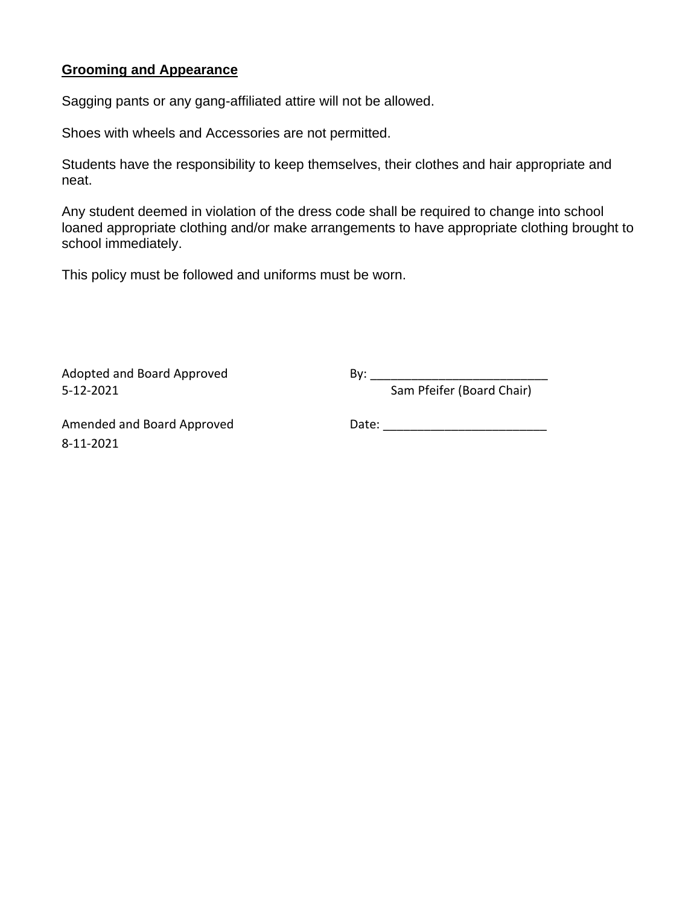**Grooming and Appearance**

Sagging pants or any gang-affiliated attire will not be allowed.

Shoes with wheels and Accessories are not permitted.

Students have the responsibility to keep themselves, their clothes and hair appropriate and neat.

Any student deemed in violation of the dress code shall be required to change into school loaned appropriate clothing and/or make arrangements to have appropriate clothing brought to school immediately.

This policy must be followed and uniforms must be worn.

Adopted and Board Approved
5-12-2021

By: ___________________________
Sam Pfeifer (Board Chair)

Amended and Board Approved
8-11-2021

Date: _________________________